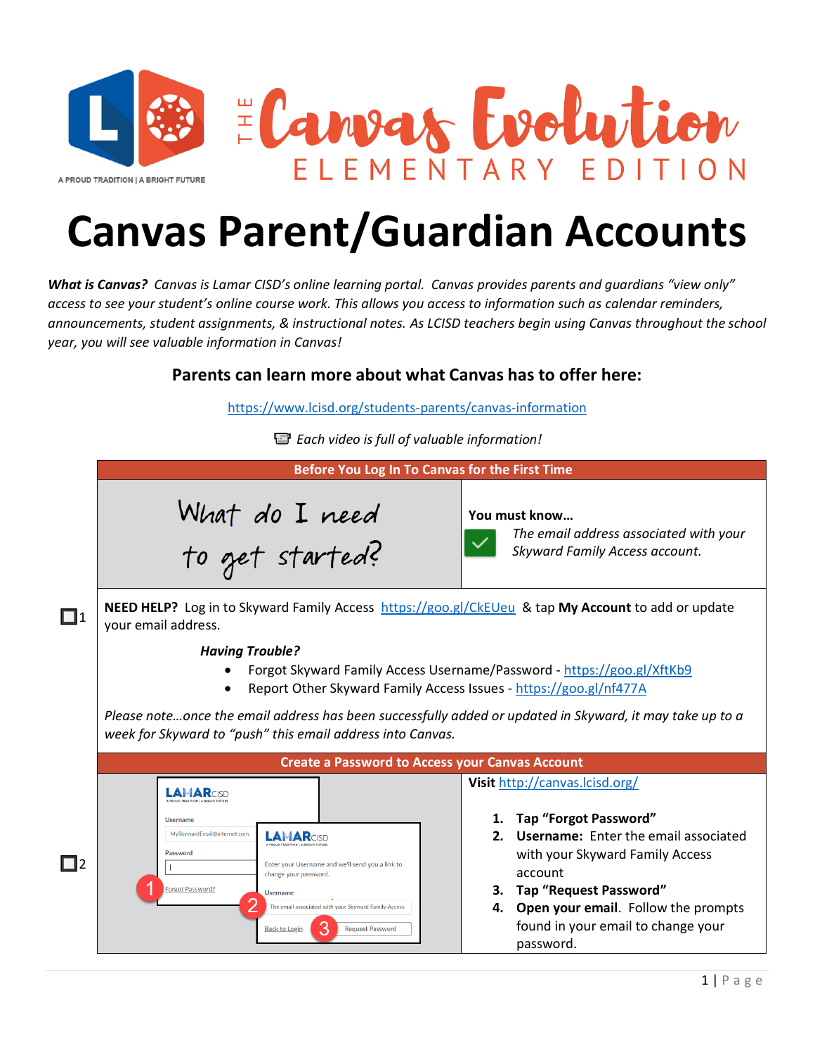A PROUD TRADITION | A BRIGHT FUTURE

THE Canvas Evolution ELEMENTARY EDITION

# Canvas Parent/Guardian Accounts

***What is Canvas?*** *Canvas is Lamar CISD's online learning portal. Canvas provides parents and guardians "view only" access to see your student's online course work. This allows you access to information such as calendar reminders, announcements, student assignments, & instructional notes. As LCISD teachers begin using Canvas throughout the school year, you will see valuable information in Canvas!*

### Parents can learn more about what Canvas has to offer here:

https://www.lcisd.org/students-parents/canvas-information

*Each video is full of valuable information!*

## Before You Log In To Canvas for the First Time

What do I need to get started?

**You must know…**

*The email address associated with your Skyward Family Access account.*

☐ 1

**NEED HELP?** Log in to Skyward Family Access https://goo.gl/CkEUeu & tap **My Account** to add or update your email address.

***Having Trouble?***

- Forgot Skyward Family Access Username/Password - https://goo.gl/XftKb9
- Report Other Skyward Family Access Issues - https://goo.gl/nf477A

*Please note…once the email address has been successfully added or updated in Skyward, it may take up to a week for Skyward to "push" this email address into Canvas.*

## Create a Password to Access your Canvas Account

☐ 2

**Visit** http://canvas.lcisd.org/

1. **Tap "Forgot Password"**
2. **Username:** Enter the email associated with your Skyward Family Access account
3. **Tap "Request Password"**
4. **Open your email**. Follow the prompts found in your email to change your password.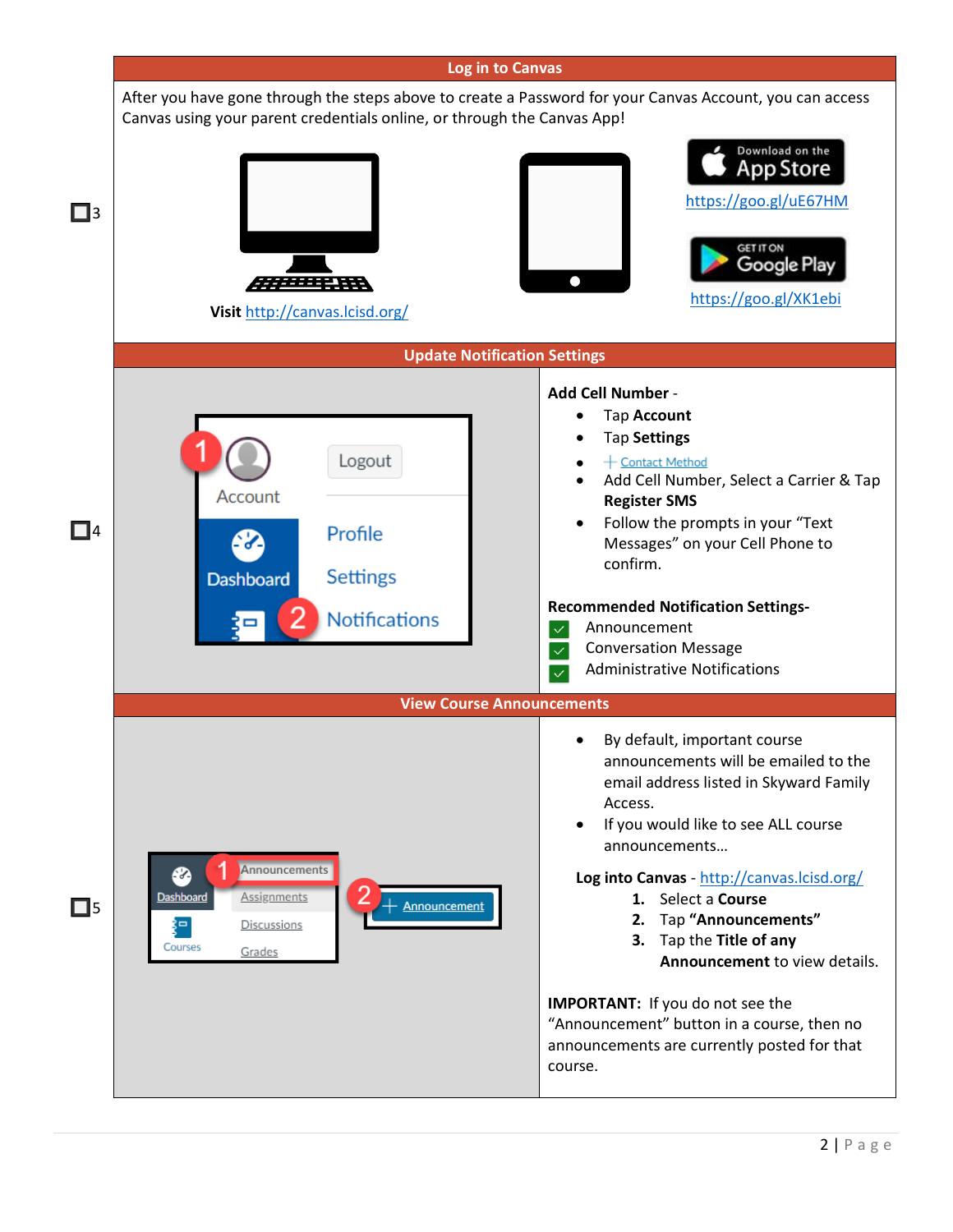## Log in to Canvas

☐3

After you have gone through the steps above to create a Password for your Canvas Account, you can access Canvas using your parent credentials online, or through the Canvas App!

Visit http://canvas.lcisd.org/

Download on the App Store
https://goo.gl/uE67HM

GET IT ON Google Play
https://goo.gl/XK1ebi

## Update Notification Settings

☐4

1 Account | Logout
Dashboard | Profile
Settings
2 Notifications

**Add Cell Number** -

- Tap **Account**
- Tap **Settings**
- + Contact Method
- Add Cell Number, Select a Carrier & Tap **Register SMS**
- Follow the prompts in your "Text Messages" on your Cell Phone to confirm.

**Recommended Notification Settings-**

- ☑ Announcement
- ☑ Conversation Message
- ☑ Administrative Notifications

## View Course Announcements

☐5

Dashboard | 1 Announcements
Assignments
Courses | Discussions
Grades

2 + Announcement

- By default, important course announcements will be emailed to the email address listed in Skyward Family Access.
- If you would like to see ALL course announcements…

**Log into Canvas** - http://canvas.lcisd.org/

1. Select a **Course**
2. Tap **"Announcements"**
3. Tap the **Title of any Announcement** to view details.

**IMPORTANT:** If you do not see the "Announcement" button in a course, then no announcements are currently posted for that course.